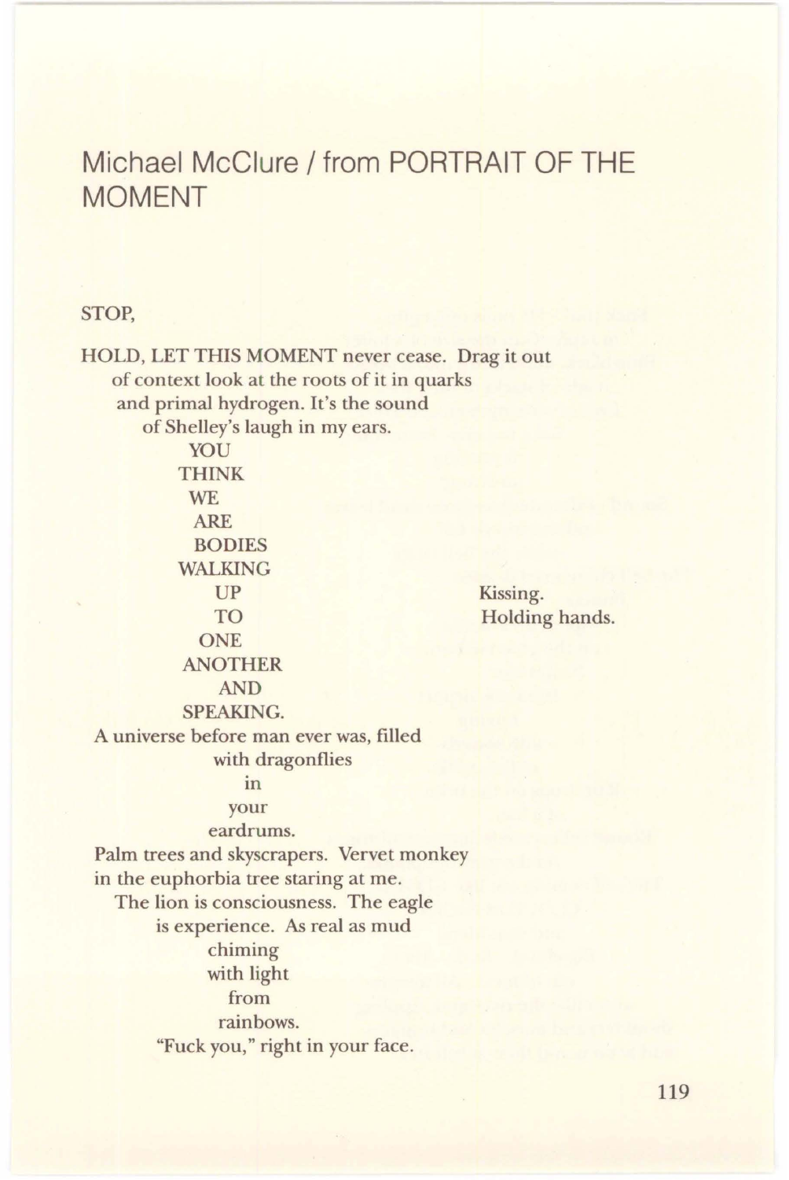# Michael McClure / from PORTRAIT OF THE MOMENT

STOP,

HOLD, LET THIS MOMENT never cease. Drag it out
of context look at the roots of it in quarks
and primal hydrogen. It's the sound
of Shelley's laugh in my ears.
YOU
THINK
WE
ARE
BODIES
WALKING
UP
TO
ONE
ANOTHER
AND
SPEAKING.

Kissing.
Holding hands.

A universe before man ever was, filled
with dragonflies
in
your
eardrums.
Palm trees and skyscrapers. Vervet monkey
in the euphorbia tree staring at me.
The lion is consciousness. The eagle
is experience. As real as mud
chiming
with light
from
rainbows.
"Fuck you," right in your face.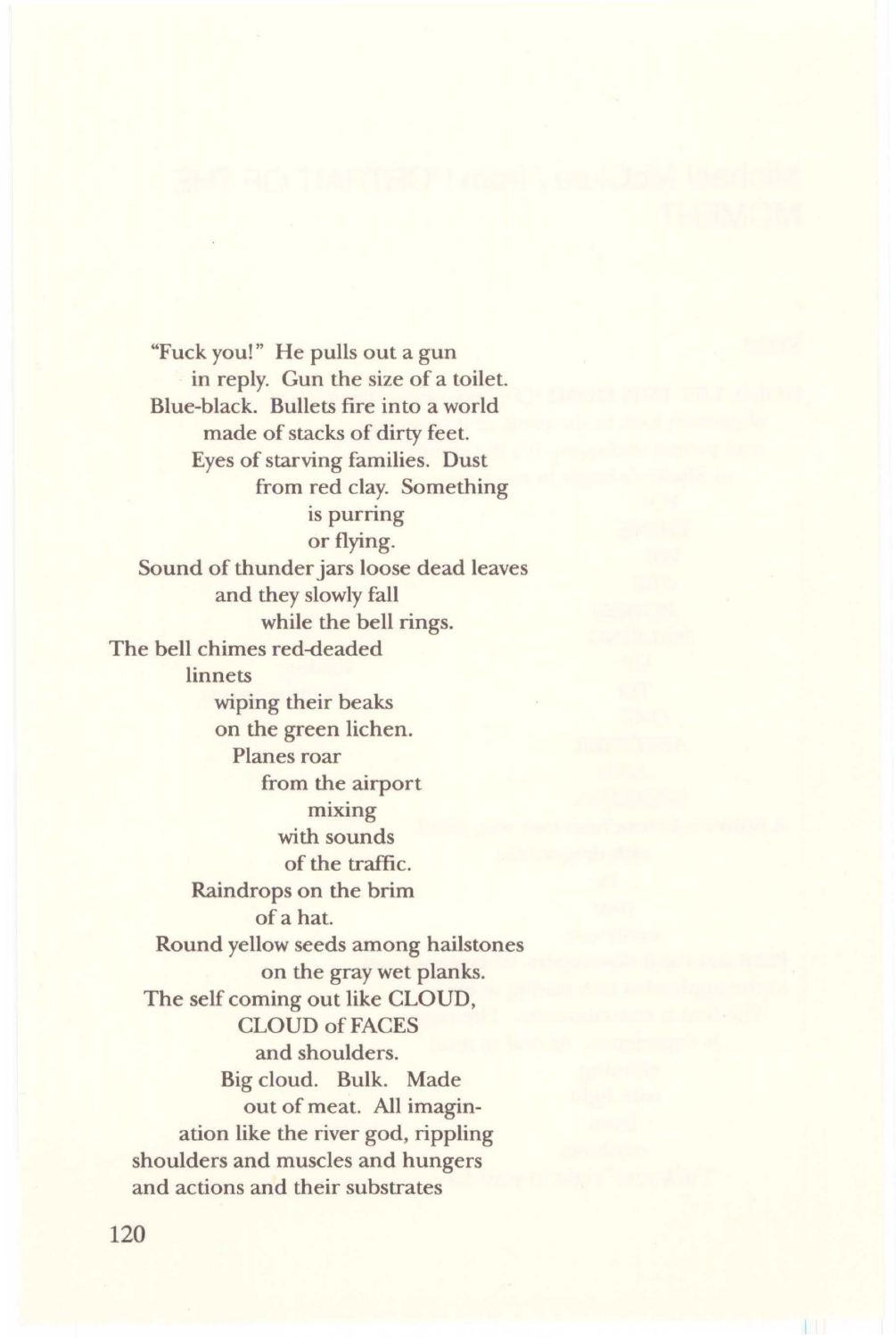"Fuck you!" He pulls out a gun
in reply. Gun the size of a toilet.
Blue-black. Bullets fire into a world
made of stacks of dirty feet.
Eyes of starving families. Dust
from red clay. Something
is purring
or flying.
Sound of thunder jars loose dead leaves
and they slowly fall
while the bell rings.
The bell chimes red-deaded
linnets
wiping their beaks
on the green lichen.
Planes roar
from the airport
mixing
with sounds
of the traffic.
Raindrops on the brim
of a hat.
Round yellow seeds among hailstones
on the gray wet planks.
The self coming out like CLOUD,
CLOUD of FACES
and shoulders.
Big cloud. Bulk. Made
out of meat. All imagin-
ation like the river god, rippling
shoulders and muscles and hungers
and actions and their substrates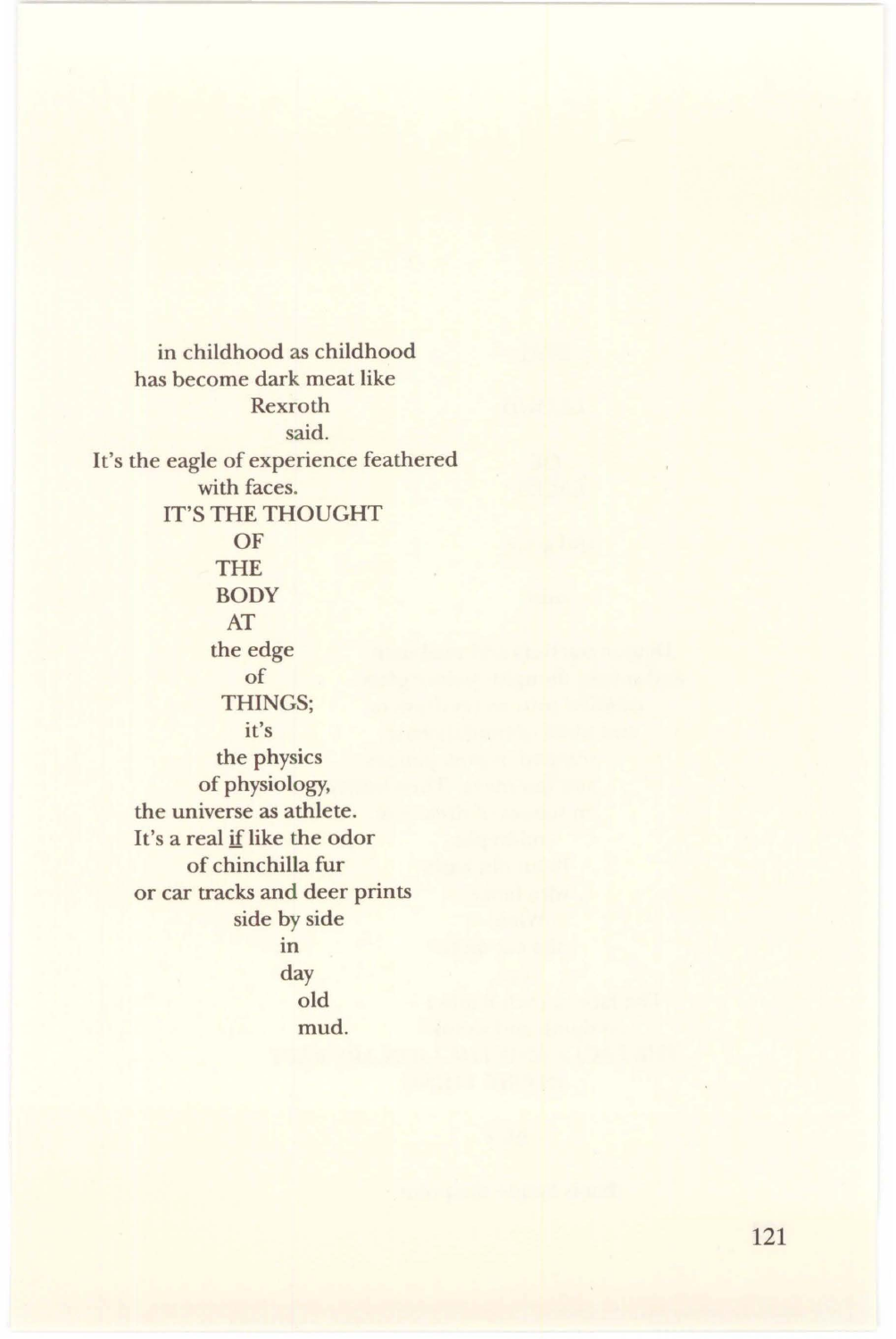in childhood as childhood
has become dark meat like
Rexroth
said.
It's the eagle of experience feathered
with faces.
IT'S THE THOUGHT
OF
THE
BODY
AT
the edge
of
THINGS;
it's
the physics
of physiology,
the universe as athlete.
It's a real <u>if</u> like the odor
of chinchilla fur
or car tracks and deer prints
side by side
in
day
old
mud.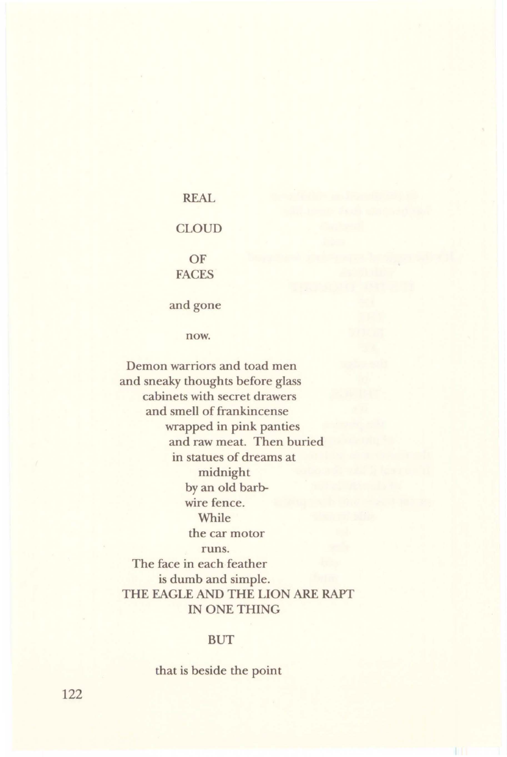REAL

CLOUD

OF
FACES

and gone

now.

Demon warriors and toad men
and sneaky thoughts before glass
cabinets with secret drawers
and smell of frankincense
wrapped in pink panties
and raw meat. Then buried
in statues of dreams at
midnight
by an old barb-
wire fence.
While
the car motor
runs.
The face in each feather
is dumb and simple.
THE EAGLE AND THE LION ARE RAPT
IN ONE THING

BUT

that is beside the point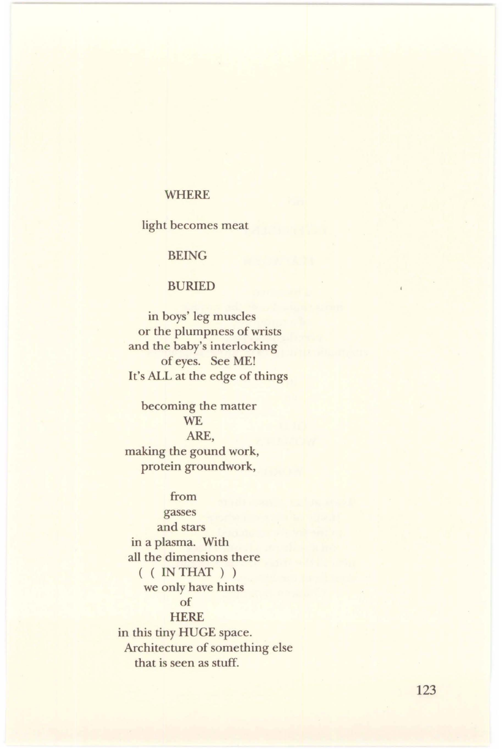WHERE

light becomes meat

BEING

BURIED

in boys' leg muscles
or the plumpness of wrists
and the baby's interlocking
of eyes. See ME!
It's ALL at the edge of things

becoming the matter
WE
ARE,
making the gound work,
protein groundwork,

from
gasses
and stars
in a plasma. With
all the dimensions there
( ( IN THAT ) )
we only have hints
of
HERE
in this tiny HUGE space.
Architecture of something else
that is seen as stuff.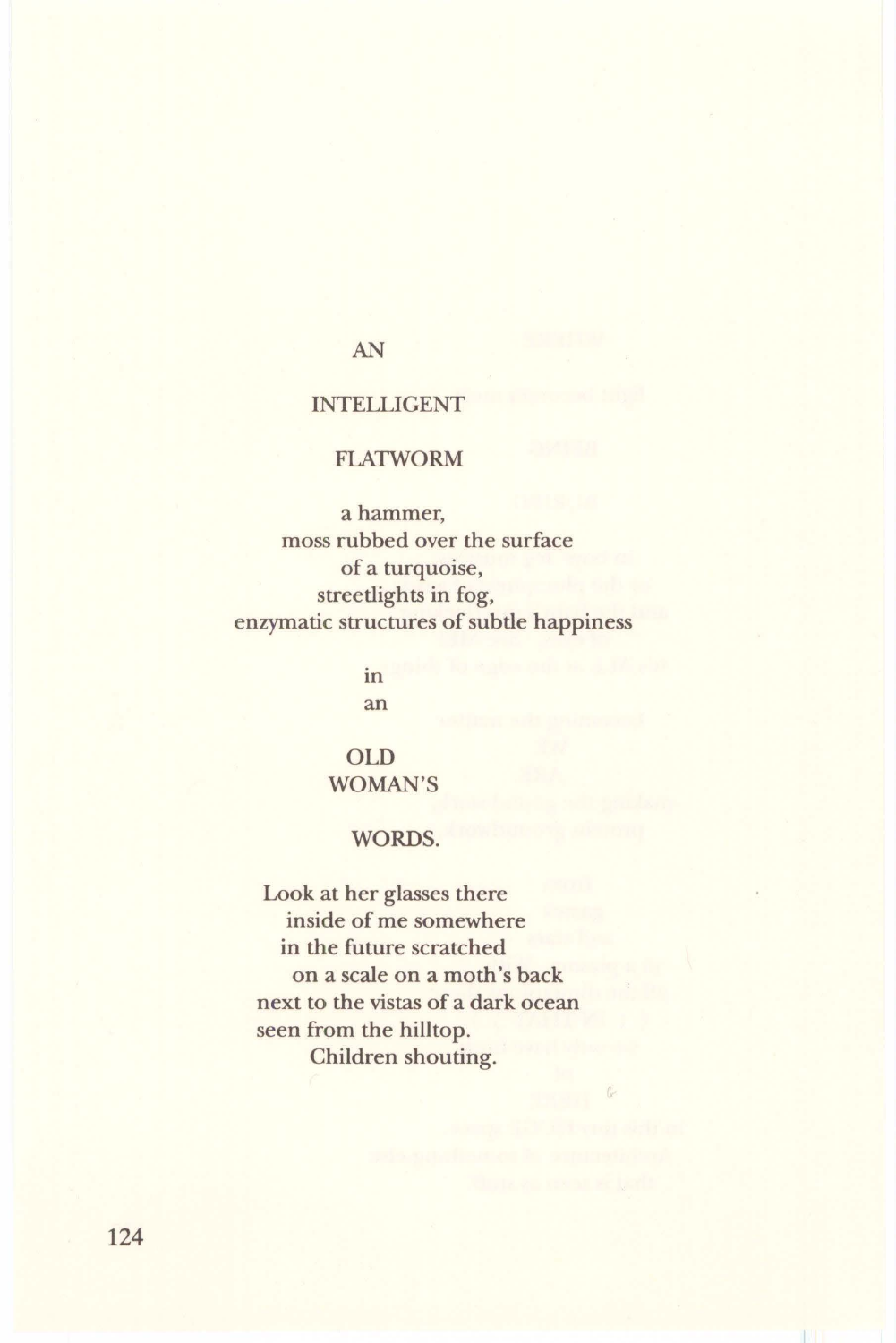AN

INTELLIGENT

FLATWORM

a hammer,
moss rubbed over the surface
of a turquoise,
streetlights in fog,
enzymatic structures of subtle happiness

in
an

OLD
WOMAN'S

WORDS.

Look at her glasses there
inside of me somewhere
in the future scratched
on a scale on a moth's back
next to the vistas of a dark ocean
seen from the hilltop.
Children shouting.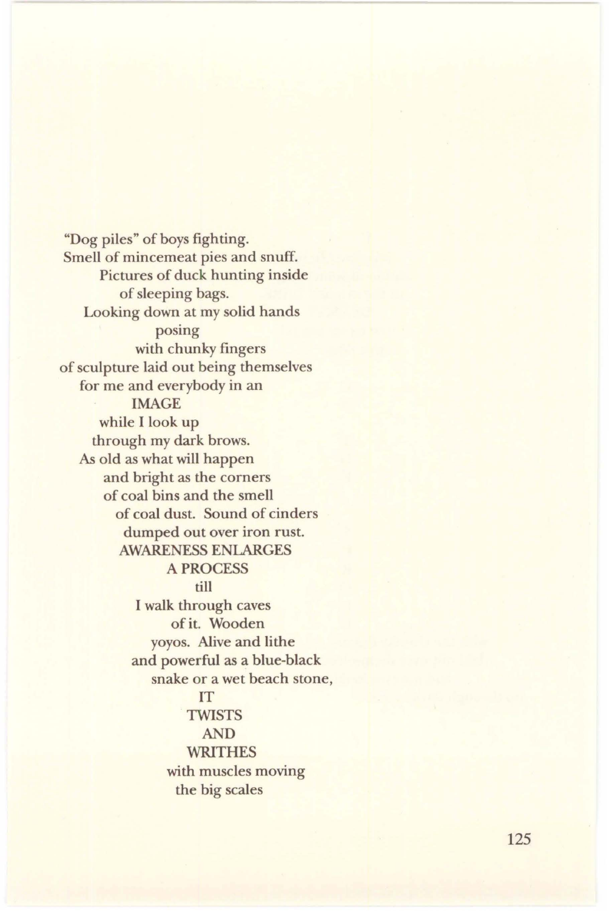"Dog piles" of boys fighting.
Smell of mincemeat pies and snuff.
Pictures of duck hunting inside
of sleeping bags.
Looking down at my solid hands
posing
with chunky fingers
of sculpture laid out being themselves
for me and everybody in an
IMAGE
while I look up
through my dark brows.
As old as what will happen
and bright as the corners
of coal bins and the smell
of coal dust. Sound of cinders
dumped out over iron rust.
AWARENESS ENLARGES
A PROCESS
till
I walk through caves
of it. Wooden
yoyos. Alive and lithe
and powerful as a blue-black
snake or a wet beach stone,
IT
TWISTS
AND
WRITHES
with muscles moving
the big scales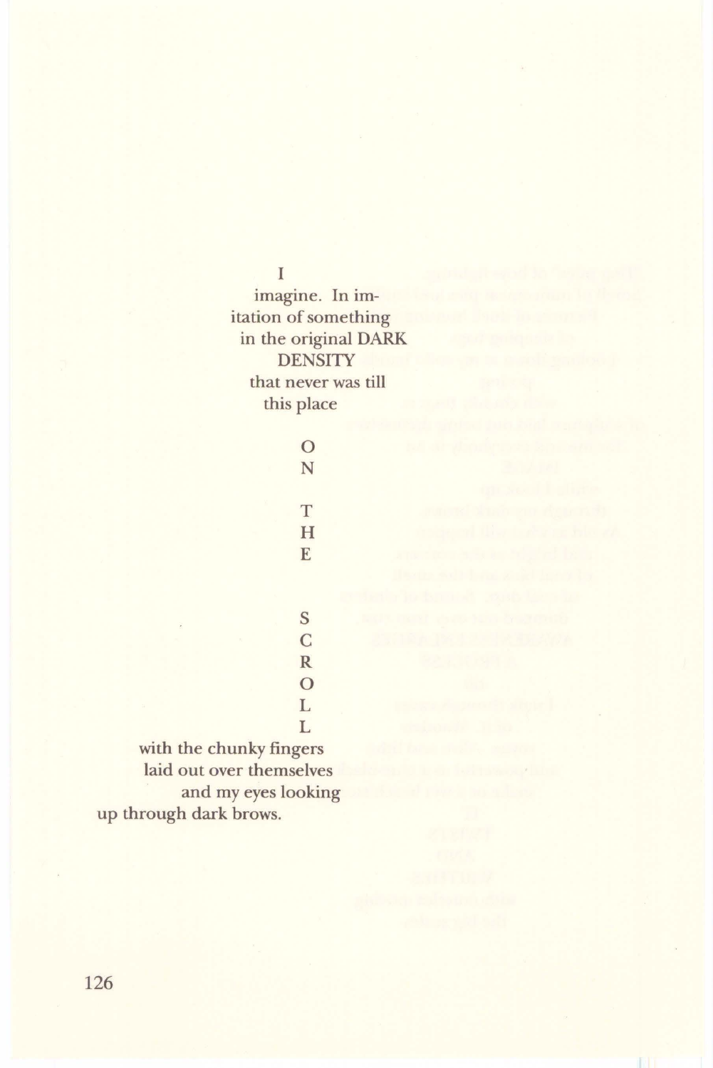I
imagine. In im-
itation of something
in the original DARK
DENSITY
that never was till
this place

O
N

T
H
E

S
C
R
O
L
L
with the chunky fingers
laid out over themselves
and my eyes looking
up through dark brows.